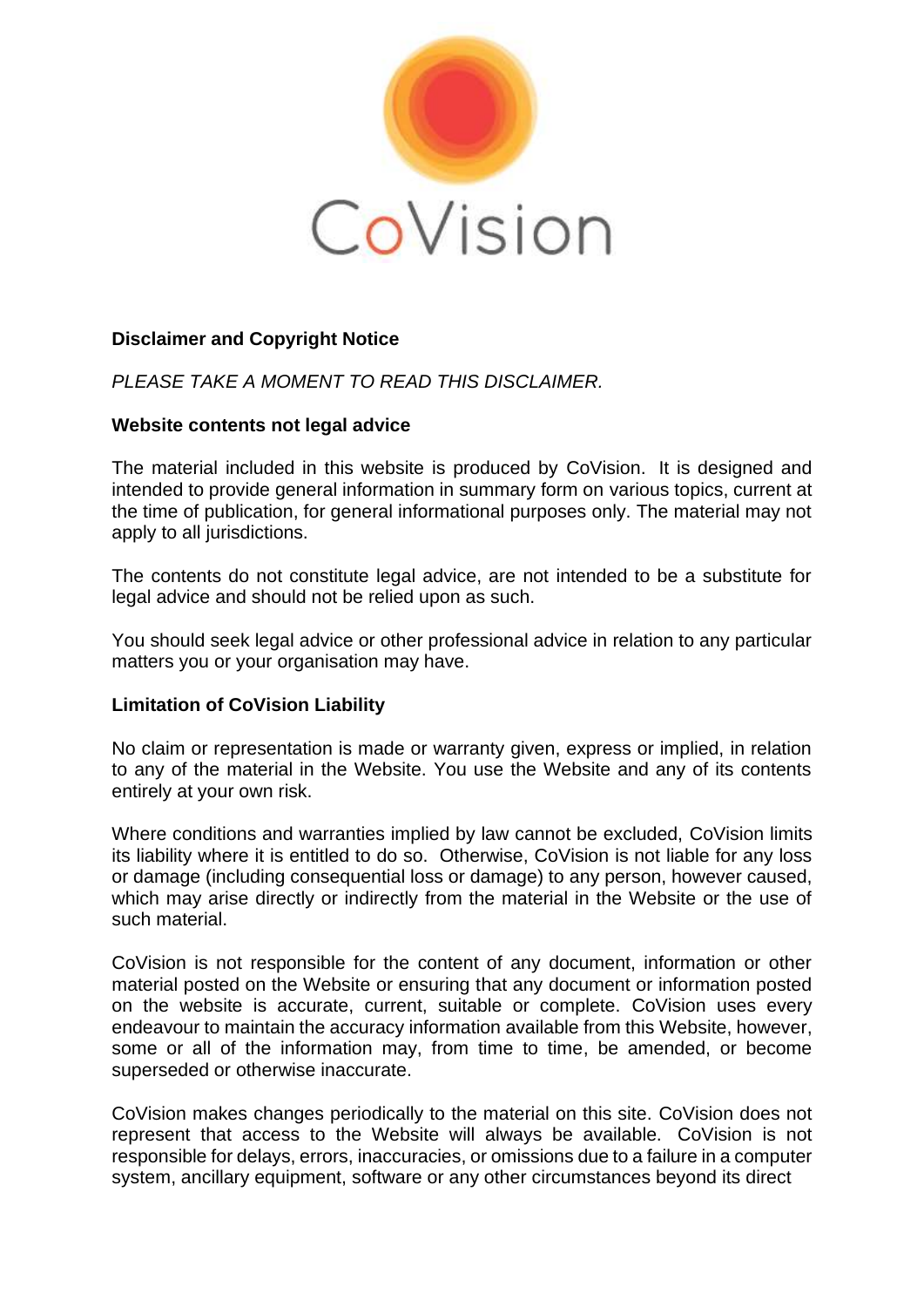CoVision

## Disclaimer and Copyright Notice

*PLEASE TAKE A MOMENT TO READ THIS DISCLAIMER.*

### Website contents not legal advice

The material included in this website is produced by CoVision. It is designed and intended to provide general information in summary form on various topics, current at the time of publication, for general informational purposes only. The material may not apply to all jurisdictions.

The contents do not constitute legal advice, are not intended to be a substitute for legal advice and should not be relied upon as such.

You should seek legal advice or other professional advice in relation to any particular matters you or your organisation may have.

### Limitation of CoVision Liability

No claim or representation is made or warranty given, express or implied, in relation to any of the material in the Website. You use the Website and any of its contents entirely at your own risk.

Where conditions and warranties implied by law cannot be excluded, CoVision limits its liability where it is entitled to do so. Otherwise, CoVision is not liable for any loss or damage (including consequential loss or damage) to any person, however caused, which may arise directly or indirectly from the material in the Website or the use of such material.

CoVision is not responsible for the content of any document, information or other material posted on the Website or ensuring that any document or information posted on the website is accurate, current, suitable or complete. CoVision uses every endeavour to maintain the accuracy information available from this Website, however, some or all of the information may, from time to time, be amended, or become superseded or otherwise inaccurate.

CoVision makes changes periodically to the material on this site. CoVision does not represent that access to the Website will always be available. CoVision is not responsible for delays, errors, inaccuracies, or omissions due to a failure in a computer system, ancillary equipment, software or any other circumstances beyond its direct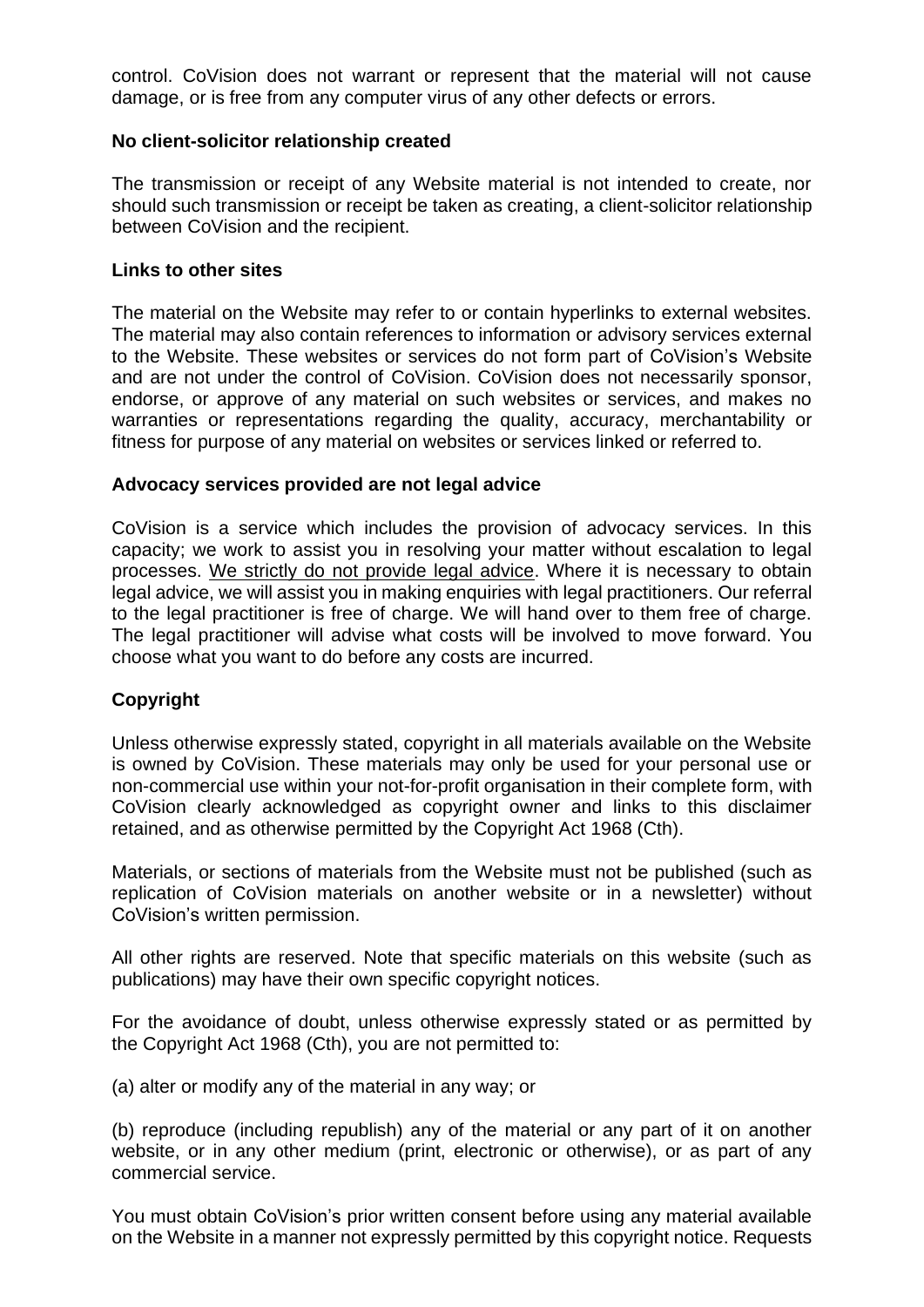control. CoVision does not warrant or represent that the material will not cause damage, or is free from any computer virus of any other defects or errors.

**No client-solicitor relationship created**

The transmission or receipt of any Website material is not intended to create, nor should such transmission or receipt be taken as creating, a client-solicitor relationship between CoVision and the recipient.

**Links to other sites**

The material on the Website may refer to or contain hyperlinks to external websites. The material may also contain references to information or advisory services external to the Website. These websites or services do not form part of CoVision's Website and are not under the control of CoVision. CoVision does not necessarily sponsor, endorse, or approve of any material on such websites or services, and makes no warranties or representations regarding the quality, accuracy, merchantability or fitness for purpose of any material on websites or services linked or referred to.

**Advocacy services provided are not legal advice**

CoVision is a service which includes the provision of advocacy services. In this capacity; we work to assist you in resolving your matter without escalation to legal processes. We strictly do not provide legal advice. Where it is necessary to obtain legal advice, we will assist you in making enquiries with legal practitioners. Our referral to the legal practitioner is free of charge. We will hand over to them free of charge. The legal practitioner will advise what costs will be involved to move forward. You choose what you want to do before any costs are incurred.

**Copyright**

Unless otherwise expressly stated, copyright in all materials available on the Website is owned by CoVision. These materials may only be used for your personal use or non-commercial use within your not-for-profit organisation in their complete form, with CoVision clearly acknowledged as copyright owner and links to this disclaimer retained, and as otherwise permitted by the Copyright Act 1968 (Cth).

Materials, or sections of materials from the Website must not be published (such as replication of CoVision materials on another website or in a newsletter) without CoVision's written permission.

All other rights are reserved. Note that specific materials on this website (such as publications) may have their own specific copyright notices.

For the avoidance of doubt, unless otherwise expressly stated or as permitted by the Copyright Act 1968 (Cth), you are not permitted to:

(a) alter or modify any of the material in any way; or

(b) reproduce (including republish) any of the material or any part of it on another website, or in any other medium (print, electronic or otherwise), or as part of any commercial service.

You must obtain CoVision's prior written consent before using any material available on the Website in a manner not expressly permitted by this copyright notice. Requests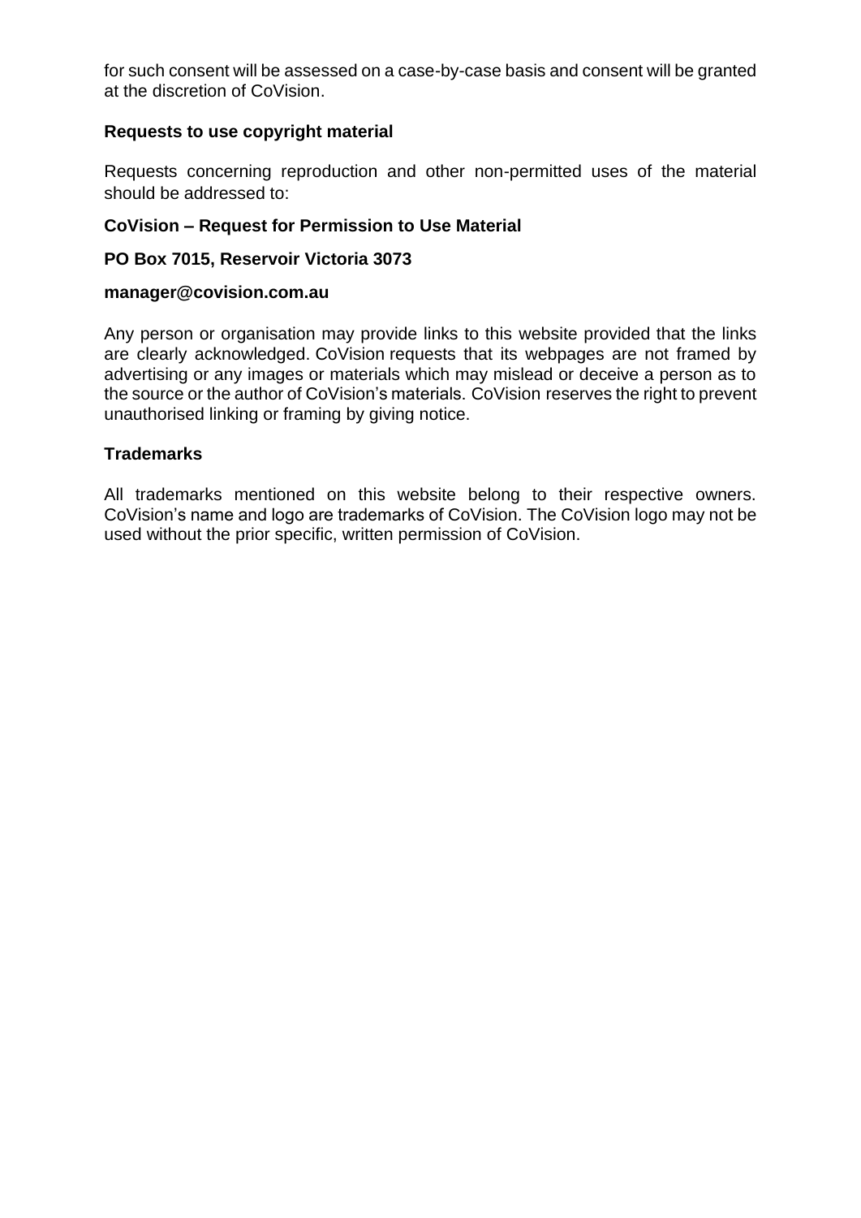for such consent will be assessed on a case-by-case basis and consent will be granted at the discretion of CoVision.

### Requests to use copyright material

Requests concerning reproduction and other non-permitted uses of the material should be addressed to:

**CoVision – Request for Permission to Use Material**

**PO Box 7015, Reservoir Victoria 3073**

**manager@covision.com.au**

Any person or organisation may provide links to this website provided that the links are clearly acknowledged. CoVision requests that its webpages are not framed by advertising or any images or materials which may mislead or deceive a person as to the source or the author of CoVision's materials. CoVision reserves the right to prevent unauthorised linking or framing by giving notice.

### Trademarks

All trademarks mentioned on this website belong to their respective owners. CoVision's name and logo are trademarks of CoVision. The CoVision logo may not be used without the prior specific, written permission of CoVision.